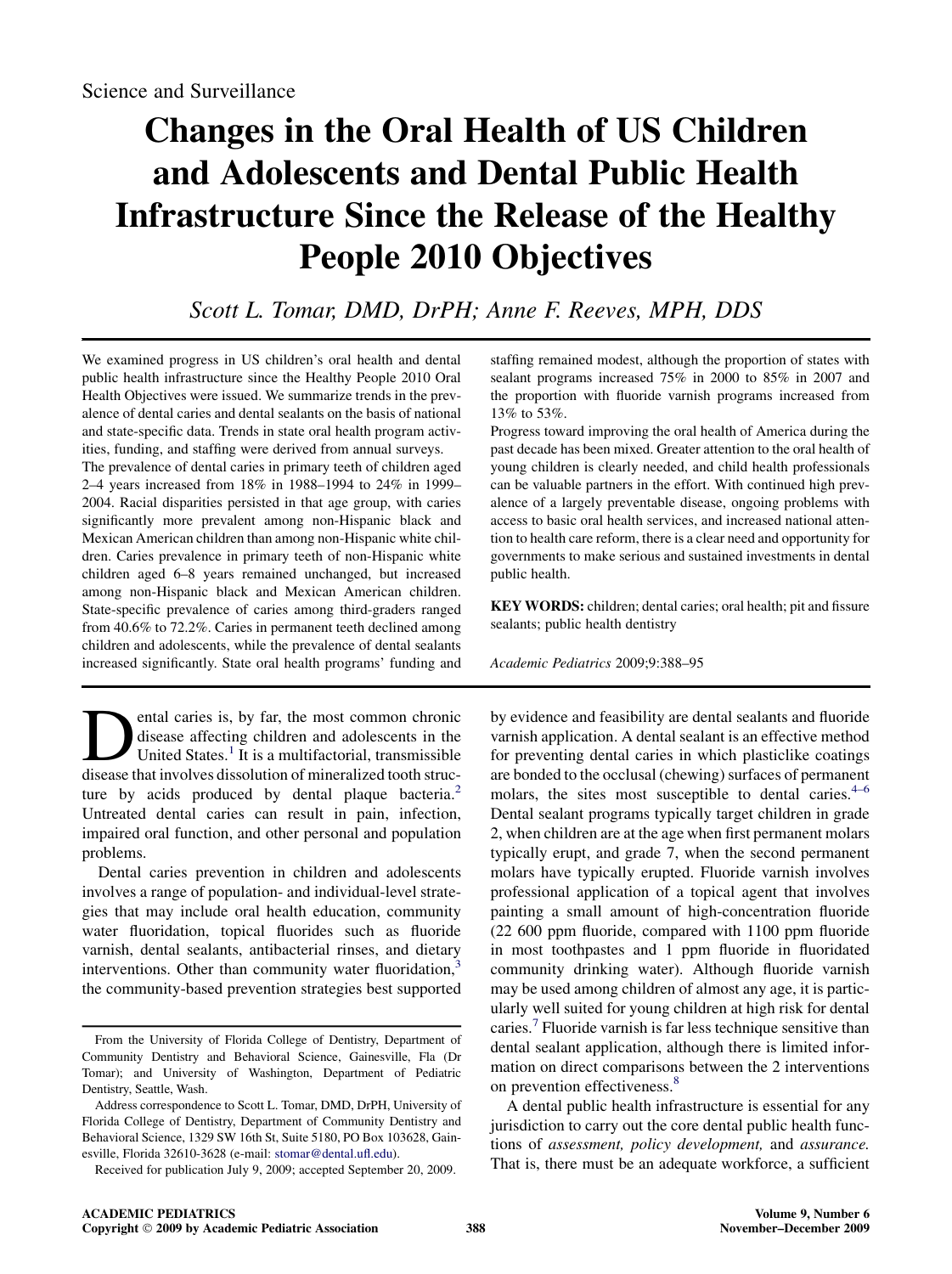Science and Surveillance

# Changes in the Oral Health of US Children and Adolescents and Dental Public Health Infrastructure Since the Release of the Healthy People 2010 Objectives

*Scott L. Tomar, DMD, DrPH; Anne F. Reeves, MPH, DDS*

We examined progress in US children's oral health and dental public health infrastructure since the Healthy People 2010 Oral Health Objectives were issued. We summarize trends in the prevalence of dental caries and dental sealants on the basis of national and state-specific data. Trends in state oral health program activities, funding, and staffing were derived from annual surveys.

The prevalence of dental caries in primary teeth of children aged 2–4 years increased from 18% in 1988–1994 to 24% in 1999–2004. Racial disparities persisted in that age group, with caries significantly more prevalent among non-Hispanic black and Mexican American children than among non-Hispanic white children. Caries prevalence in primary teeth of non-Hispanic white children aged 6–8 years remained unchanged, but increased among non-Hispanic black and Mexican American children. State-specific prevalence of caries among third-graders ranged from 40.6% to 72.2%. Caries in permanent teeth declined among children and adolescents, while the prevalence of dental sealants increased significantly. State oral health programs' funding and staffing remained modest, although the proportion of states with sealant programs increased 75% in 2000 to 85% in 2007 and the proportion with fluoride varnish programs increased from 13% to 53%.

Progress toward improving the oral health of America during the past decade has been mixed. Greater attention to the oral health of young children is clearly needed, and child health professionals can be valuable partners in the effort. With continued high prevalence of a largely preventable disease, ongoing problems with access to basic oral health services, and increased national attention to health care reform, there is a clear need and opportunity for governments to make serious and sustained investments in dental public health.

**KEY WORDS:** children; dental caries; oral health; pit and fissure sealants; public health dentistry

*Academic Pediatrics* 2009;9:388–95

Dental caries is, by far, the most common chronic disease affecting children and adolescents in the United States.[1] It is a multifactorial, transmissible disease that involves dissolution of mineralized tooth structure by acids produced by dental plaque bacteria.[2] Untreated dental caries can result in pain, infection, impaired oral function, and other personal and population problems.

Dental caries prevention in children and adolescents involves a range of population- and individual-level strategies that may include oral health education, community water fluoridation, topical fluorides such as fluoride varnish, dental sealants, antibacterial rinses, and dietary interventions. Other than community water fluoridation,[3] the community-based prevention strategies best supported by evidence and feasibility are dental sealants and fluoride varnish application. A dental sealant is an effective method for preventing dental caries in which plasticlike coatings are bonded to the occlusal (chewing) surfaces of permanent molars, the sites most susceptible to dental caries.[4–6] Dental sealant programs typically target children in grade 2, when children are at the age when first permanent molars typically erupt, and grade 7, when the second permanent molars have typically erupted. Fluoride varnish involves professional application of a topical agent that involves painting a small amount of high-concentration fluoride (22 600 ppm fluoride, compared with 1100 ppm fluoride in most toothpastes and 1 ppm fluoride in fluoridated community drinking water). Although fluoride varnish may be used among children of almost any age, it is particularly well suited for young children at high risk for dental caries.[7] Fluoride varnish is far less technique sensitive than dental sealant application, although there is limited information on direct comparisons between the 2 interventions on prevention effectiveness.[8]

A dental public health infrastructure is essential for any jurisdiction to carry out the core dental public health functions of *assessment, policy development,* and *assurance.* That is, there must be an adequate workforce, a sufficient

From the University of Florida College of Dentistry, Department of Community Dentistry and Behavioral Science, Gainesville, Fla (Dr Tomar); and University of Washington, Department of Pediatric Dentistry, Seattle, Wash.

Address correspondence to Scott L. Tomar, DMD, DrPH, University of Florida College of Dentistry, Department of Community Dentistry and Behavioral Science, 1329 SW 16th St, Suite 5180, PO Box 103628, Gainesville, Florida 32610-3628 (e-mail: stomar@dental.ufl.edu).

Received for publication July 9, 2009; accepted September 20, 2009.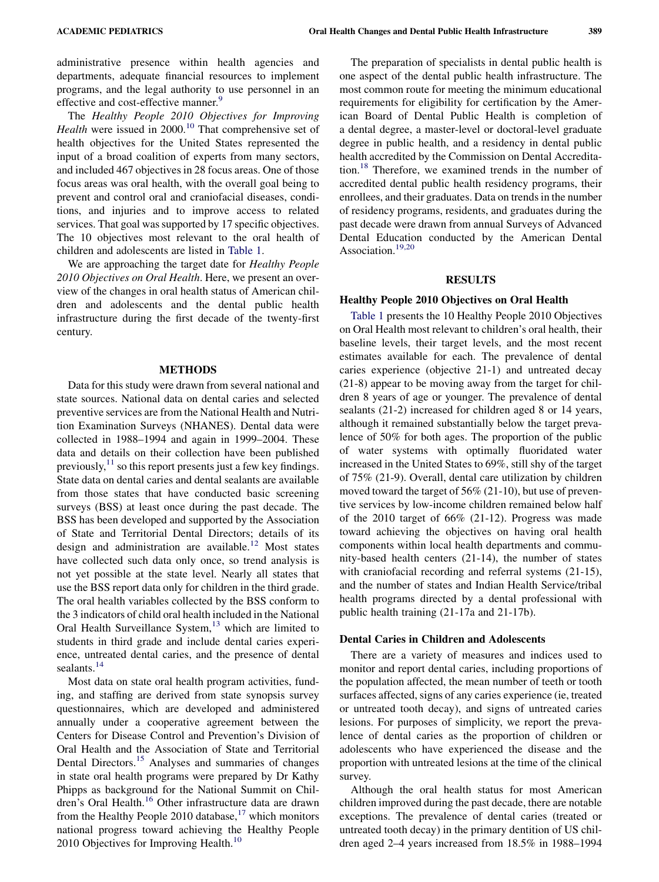administrative presence within health agencies and departments, adequate financial resources to implement programs, and the legal authority to use personnel in an effective and cost-effective manner.[9]

The *Healthy People 2010 Objectives for Improving Health* were issued in 2000.[10] That comprehensive set of health objectives for the United States represented the input of a broad coalition of experts from many sectors, and included 467 objectives in 28 focus areas. One of those focus areas was oral health, with the overall goal being to prevent and control oral and craniofacial diseases, conditions, and injuries and to improve access to related services. That goal was supported by 17 specific objectives. The 10 objectives most relevant to the oral health of children and adolescents are listed in Table 1.

We are approaching the target date for *Healthy People 2010 Objectives on Oral Health*. Here, we present an overview of the changes in oral health status of American children and adolescents and the dental public health infrastructure during the first decade of the twenty-first century.

## METHODS

Data for this study were drawn from several national and state sources. National data on dental caries and selected preventive services are from the National Health and Nutrition Examination Surveys (NHANES). Dental data were collected in 1988–1994 and again in 1999–2004. These data and details on their collection have been published previously,[11] so this report presents just a few key findings. State data on dental caries and dental sealants are available from those states that have conducted basic screening surveys (BSS) at least once during the past decade. The BSS has been developed and supported by the Association of State and Territorial Dental Directors; details of its design and administration are available.[12] Most states have collected such data only once, so trend analysis is not yet possible at the state level. Nearly all states that use the BSS report data only for children in the third grade. The oral health variables collected by the BSS conform to the 3 indicators of child oral health included in the National Oral Health Surveillance System,[13] which are limited to students in third grade and include dental caries experience, untreated dental caries, and the presence of dental sealants.[14]

Most data on state oral health program activities, funding, and staffing are derived from state synopsis survey questionnaires, which are developed and administered annually under a cooperative agreement between the Centers for Disease Control and Prevention's Division of Oral Health and the Association of State and Territorial Dental Directors.[15] Analyses and summaries of changes in state oral health programs were prepared by Dr Kathy Phipps as background for the National Summit on Children's Oral Health.[16] Other infrastructure data are drawn from the Healthy People 2010 database,[17] which monitors national progress toward achieving the Healthy People 2010 Objectives for Improving Health.[10]

The preparation of specialists in dental public health is one aspect of the dental public health infrastructure. The most common route for meeting the minimum educational requirements for eligibility for certification by the American Board of Dental Public Health is completion of a dental degree, a master-level or doctoral-level graduate degree in public health, and a residency in dental public health accredited by the Commission on Dental Accreditation.[18] Therefore, we examined trends in the number of accredited dental public health residency programs, their enrollees, and their graduates. Data on trends in the number of residency programs, residents, and graduates during the past decade were drawn from annual Surveys of Advanced Dental Education conducted by the American Dental Association.[19,20]

## RESULTS

### Healthy People 2010 Objectives on Oral Health

Table 1 presents the 10 Healthy People 2010 Objectives on Oral Health most relevant to children's oral health, their baseline levels, their target levels, and the most recent estimates available for each. The prevalence of dental caries experience (objective 21-1) and untreated decay (21-8) appear to be moving away from the target for children 8 years of age or younger. The prevalence of dental sealants (21-2) increased for children aged 8 or 14 years, although it remained substantially below the target prevalence of 50% for both ages. The proportion of the public of water systems with optimally fluoridated water increased in the United States to 69%, still shy of the target of 75% (21-9). Overall, dental care utilization by children moved toward the target of 56% (21-10), but use of preventive services by low-income children remained below half of the 2010 target of 66% (21-12). Progress was made toward achieving the objectives on having oral health components within local health departments and community-based health centers (21-14), the number of states with craniofacial recording and referral systems (21-15), and the number of states and Indian Health Service/tribal health programs directed by a dental professional with public health training (21-17a and 21-17b).

### Dental Caries in Children and Adolescents

There are a variety of measures and indices used to monitor and report dental caries, including proportions of the population affected, the mean number of teeth or tooth surfaces affected, signs of any caries experience (ie, treated or untreated tooth decay), and signs of untreated caries lesions. For purposes of simplicity, we report the prevalence of dental caries as the proportion of children or adolescents who have experienced the disease and the proportion with untreated lesions at the time of the clinical survey.

Although the oral health status for most American children improved during the past decade, there are notable exceptions. The prevalence of dental caries (treated or untreated tooth decay) in the primary dentition of US children aged 2–4 years increased from 18.5% in 1988–1994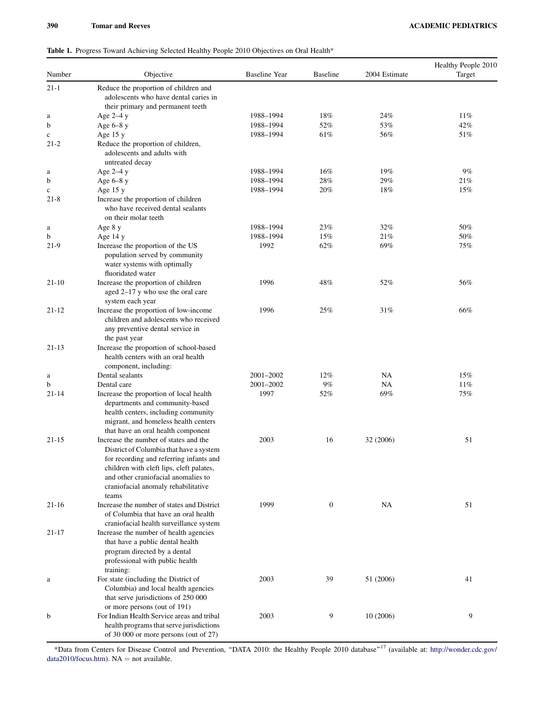**Table 1.** Progress Toward Achieving Selected Healthy People 2010 Objectives on Oral Health*

| Number | Objective | Baseline Year | Baseline | 2004 Estimate | Healthy People 2010 Target |
|---|---|---|---|---|---|
| 21-1 | Reduce the proportion of children and adolescents who have dental caries in their primary and permanent teeth | | | | |
| a | Age 2–4 y | 1988–1994 | 18% | 24% | 11% |
| b | Age 6–8 y | 1988–1994 | 52% | 53% | 42% |
| c | Age 15 y | 1988–1994 | 61% | 56% | 51% |
| 21-2 | Reduce the proportion of children, adolescents and adults with untreated decay | | | | |
| a | Age 2–4 y | 1988–1994 | 16% | 19% | 9% |
| b | Age 6–8 y | 1988–1994 | 28% | 29% | 21% |
| c | Age 15 y | 1988–1994 | 20% | 18% | 15% |
| 21-8 | Increase the proportion of children who have received dental sealants on their molar teeth | | | | |
| a | Age 8 y | 1988–1994 | 23% | 32% | 50% |
| b | Age 14 y | 1988–1994 | 15% | 21% | 50% |
| 21-9 | Increase the proportion of the US population served by community water systems with optimally fluoridated water | 1992 | 62% | 69% | 75% |
| 21-10 | Increase the proportion of children aged 2–17 y who use the oral care system each year | 1996 | 48% | 52% | 56% |
| 21-12 | Increase the proportion of low-income children and adolescents who received any preventive dental service in the past year | 1996 | 25% | 31% | 66% |
| 21-13 | Increase the proportion of school-based health centers with an oral health component, including: | | | | |
| a | Dental sealants | 2001–2002 | 12% | NA | 15% |
| b | Dental care | 2001–2002 | 9% | NA | 11% |
| 21-14 | Increase the proportion of local health departments and community-based health centers, including community migrant, and homeless health centers that have an oral health component | 1997 | 52% | 69% | 75% |
| 21-15 | Increase the number of states and the District of Columbia that have a system for recording and referring infants and children with cleft lips, cleft palates, and other craniofacial anomalies to craniofacial anomaly rehabilitative teams | 2003 | 16 | 32 (2006) | 51 |
| 21-16 | Increase the number of states and District of Columbia that have an oral health craniofacial health surveillance system | 1999 | 0 | NA | 51 |
| 21-17 | Increase the number of health agencies that have a public dental health program directed by a dental professional with public health training: | | | | |
| a | For state (including the District of Columbia) and local health agencies that serve jurisdictions of 250 000 or more persons (out of 191) | 2003 | 39 | 51 (2006) | 41 |
| b | For Indian Health Service areas and tribal health programs that serve jurisdictions of 30 000 or more persons (out of 27) | 2003 | 9 | 10 (2006) | 9 |

*Data from Centers for Disease Control and Prevention, "DATA 2010: the Healthy People 2010 database"[17] (available at: http://wonder.cdc.gov/data2010/focus.htm). NA = not available.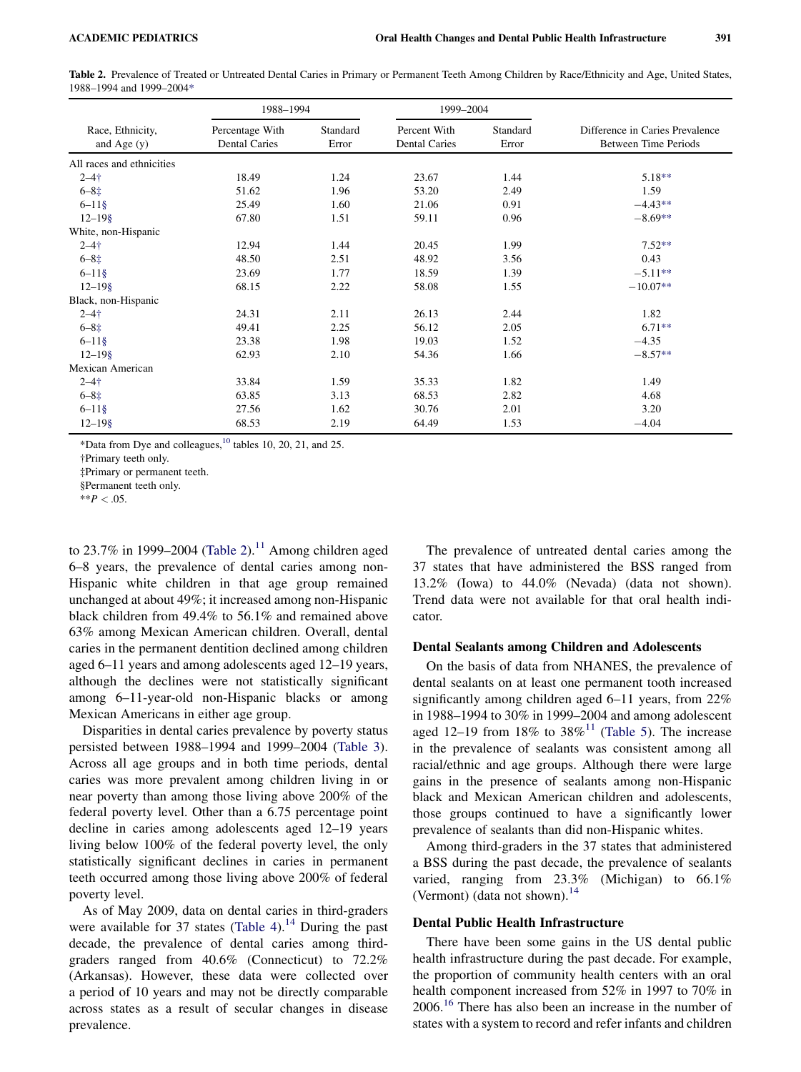**Table 2.** Prevalence of Treated or Untreated Dental Caries in Primary or Permanent Teeth Among Children by Race/Ethnicity and Age, United States, 1988–1994 and 1999–2004*

| Race, Ethnicity, and Age (y) | 1988–1994 | | 1999–2004 | | Difference in Caries Prevalence Between Time Periods |
|---|---|---|---|---|---|
| | Percentage With Dental Caries | Standard Error | Percent With Dental Caries | Standard Error | |
| All races and ethnicities | | | | | |
| 2–4† | 18.49 | 1.24 | 23.67 | 1.44 | 5.18** |
| 6–8‡ | 51.62 | 1.96 | 53.20 | 2.49 | 1.59 |
| 6–11§ | 25.49 | 1.60 | 21.06 | 0.91 | −4.43** |
| 12–19§ | 67.80 | 1.51 | 59.11 | 0.96 | −8.69** |
| White, non-Hispanic | | | | | |
| 2–4† | 12.94 | 1.44 | 20.45 | 1.99 | 7.52** |
| 6–8‡ | 48.50 | 2.51 | 48.92 | 3.56 | 0.43 |
| 6–11§ | 23.69 | 1.77 | 18.59 | 1.39 | −5.11** |
| 12–19§ | 68.15 | 2.22 | 58.08 | 1.55 | −10.07** |
| Black, non-Hispanic | | | | | |
| 2–4† | 24.31 | 2.11 | 26.13 | 2.44 | 1.82 |
| 6–8‡ | 49.41 | 2.25 | 56.12 | 2.05 | 6.71** |
| 6–11§ | 23.38 | 1.98 | 19.03 | 1.52 | −4.35 |
| 12–19§ | 62.93 | 2.10 | 54.36 | 1.66 | −8.57** |
| Mexican American | | | | | |
| 2–4† | 33.84 | 1.59 | 35.33 | 1.82 | 1.49 |
| 6–8‡ | 63.85 | 3.13 | 68.53 | 2.82 | 4.68 |
| 6–11§ | 27.56 | 1.62 | 30.76 | 2.01 | 3.20 |
| 12–19§ | 68.53 | 2.19 | 64.49 | 1.53 | −4.04 |

*Data from Dye and colleagues,[10] tables 10, 20, 21, and 25.

†Primary teeth only.

‡Primary or permanent teeth.

§Permanent teeth only.

**$P < .05$.

to 23.7% in 1999–2004 (Table 2).[11] Among children aged 6–8 years, the prevalence of dental caries among non-Hispanic white children in that age group remained unchanged at about 49%; it increased among non-Hispanic black children from 49.4% to 56.1% and remained above 63% among Mexican American children. Overall, dental caries in the permanent dentition declined among children aged 6–11 years and among adolescents aged 12–19 years, although the declines were not statistically significant among 6–11-year-old non-Hispanic blacks or among Mexican Americans in either age group.

Disparities in dental caries prevalence by poverty status persisted between 1988–1994 and 1999–2004 (Table 3). Across all age groups and in both time periods, dental caries was more prevalent among children living in or near poverty than among those living above 200% of the federal poverty level. Other than a 6.75 percentage point decline in caries among adolescents aged 12–19 years living below 100% of the federal poverty level, the only statistically significant declines in caries in permanent teeth occurred among those living above 200% of federal poverty level.

As of May 2009, data on dental caries in third-graders were available for 37 states (Table 4).[14] During the past decade, the prevalence of dental caries among third-graders ranged from 40.6% (Connecticut) to 72.2% (Arkansas). However, these data were collected over a period of 10 years and may not be directly comparable across states as a result of secular changes in disease prevalence.

The prevalence of untreated dental caries among the 37 states that have administered the BSS ranged from 13.2% (Iowa) to 44.0% (Nevada) (data not shown). Trend data were not available for that oral health indicator.

### Dental Sealants among Children and Adolescents

On the basis of data from NHANES, the prevalence of dental sealants on at least one permanent tooth increased significantly among children aged 6–11 years, from 22% in 1988–1994 to 30% in 1999–2004 and among adolescent aged 12–19 from 18% to 38%[11] (Table 5). The increase in the prevalence of sealants was consistent among all racial/ethnic and age groups. Although there were large gains in the presence of sealants among non-Hispanic black and Mexican American children and adolescents, those groups continued to have a significantly lower prevalence of sealants than did non-Hispanic whites.

Among third-graders in the 37 states that administered a BSS during the past decade, the prevalence of sealants varied, ranging from 23.3% (Michigan) to 66.1% (Vermont) (data not shown).[14]

### Dental Public Health Infrastructure

There have been some gains in the US dental public health infrastructure during the past decade. For example, the proportion of community health centers with an oral health component increased from 52% in 1997 to 70% in 2006.[16] There has also been an increase in the number of states with a system to record and refer infants and children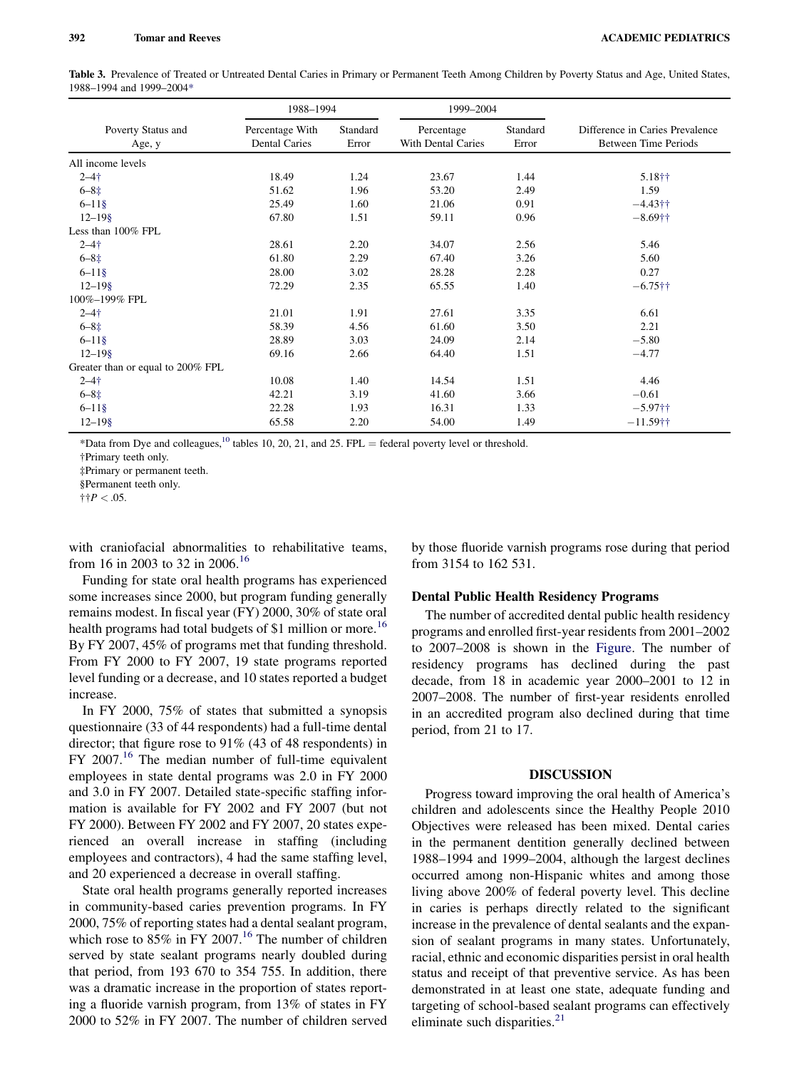**Table 3.** Prevalence of Treated or Untreated Dental Caries in Primary or Permanent Teeth Among Children by Poverty Status and Age, United States, 1988–1994 and 1999–2004*

| Poverty Status and Age, y | 1988–1994 | | 1999–2004 | | Difference in Caries Prevalence Between Time Periods |
|---|---|---|---|---|---|
| | Percentage With Dental Caries | Standard Error | Percentage With Dental Caries | Standard Error | |
| All income levels | | | | | |
| 2–4† | 18.49 | 1.24 | 23.67 | 1.44 | 5.18†† |
| 6–8‡ | 51.62 | 1.96 | 53.20 | 2.49 | 1.59 |
| 6–11§ | 25.49 | 1.60 | 21.06 | 0.91 | −4.43†† |
| 12–19§ | 67.80 | 1.51 | 59.11 | 0.96 | −8.69†† |
| Less than 100% FPL | | | | | |
| 2–4† | 28.61 | 2.20 | 34.07 | 2.56 | 5.46 |
| 6–8‡ | 61.80 | 2.29 | 67.40 | 3.26 | 5.60 |
| 6–11§ | 28.00 | 3.02 | 28.28 | 2.28 | 0.27 |
| 12–19§ | 72.29 | 2.35 | 65.55 | 1.40 | −6.75†† |
| 100%–199% FPL | | | | | |
| 2–4† | 21.01 | 1.91 | 27.61 | 3.35 | 6.61 |
| 6–8‡ | 58.39 | 4.56 | 61.60 | 3.50 | 2.21 |
| 6–11§ | 28.89 | 3.03 | 24.09 | 2.14 | −5.80 |
| 12–19§ | 69.16 | 2.66 | 64.40 | 1.51 | −4.77 |
| Greater than or equal to 200% FPL | | | | | |
| 2–4† | 10.08 | 1.40 | 14.54 | 1.51 | 4.46 |
| 6–8‡ | 42.21 | 3.19 | 41.60 | 3.66 | −0.61 |
| 6–11§ | 22.28 | 1.93 | 16.31 | 1.33 | −5.97†† |
| 12–19§ | 65.58 | 2.20 | 54.00 | 1.49 | −11.59†† |

*Data from Dye and colleagues,[10] tables 10, 20, 21, and 25. FPL = federal poverty level or threshold.

†Primary teeth only.

‡Primary or permanent teeth.

§Permanent teeth only.

††$P < .05$.

with craniofacial abnormalities to rehabilitative teams, from 16 in 2003 to 32 in 2006.[16]

Funding for state oral health programs has experienced some increases since 2000, but program funding generally remains modest. In fiscal year (FY) 2000, 30% of state oral health programs had total budgets of $1 million or more.[16] By FY 2007, 45% of programs met that funding threshold. From FY 2000 to FY 2007, 19 state programs reported level funding or a decrease, and 10 states reported a budget increase.

In FY 2000, 75% of states that submitted a synopsis questionnaire (33 of 44 respondents) had a full-time dental director; that figure rose to 91% (43 of 48 respondents) in FY 2007.[16] The median number of full-time equivalent employees in state dental programs was 2.0 in FY 2000 and 3.0 in FY 2007. Detailed state-specific staffing information is available for FY 2002 and FY 2007 (but not FY 2000). Between FY 2002 and FY 2007, 20 states experienced an overall increase in staffing (including employees and contractors), 4 had the same staffing level, and 20 experienced a decrease in overall staffing.

State oral health programs generally reported increases in community-based caries prevention programs. In FY 2000, 75% of reporting states had a dental sealant program, which rose to 85% in FY 2007.[16] The number of children served by state sealant programs nearly doubled during that period, from 193 670 to 354 755. In addition, there was a dramatic increase in the proportion of states reporting a fluoride varnish program, from 13% of states in FY 2000 to 52% in FY 2007. The number of children served by those fluoride varnish programs rose during that period from 3154 to 162 531.

### Dental Public Health Residency Programs

The number of accredited dental public health residency programs and enrolled first-year residents from 2001–2002 to 2007–2008 is shown in the Figure. The number of residency programs has declined during the past decade, from 18 in academic year 2000–2001 to 12 in 2007–2008. The number of first-year residents enrolled in an accredited program also declined during that time period, from 21 to 17.

## DISCUSSION

Progress toward improving the oral health of America's children and adolescents since the Healthy People 2010 Objectives were released has been mixed. Dental caries in the permanent dentition generally declined between 1988–1994 and 1999–2004, although the largest declines occurred among non-Hispanic whites and among those living above 200% of federal poverty level. This decline in caries is perhaps directly related to the significant increase in the prevalence of dental sealants and the expansion of sealant programs in many states. Unfortunately, racial, ethnic and economic disparities persist in oral health status and receipt of that preventive service. As has been demonstrated in at least one state, adequate funding and targeting of school-based sealant programs can effectively eliminate such disparities.[21]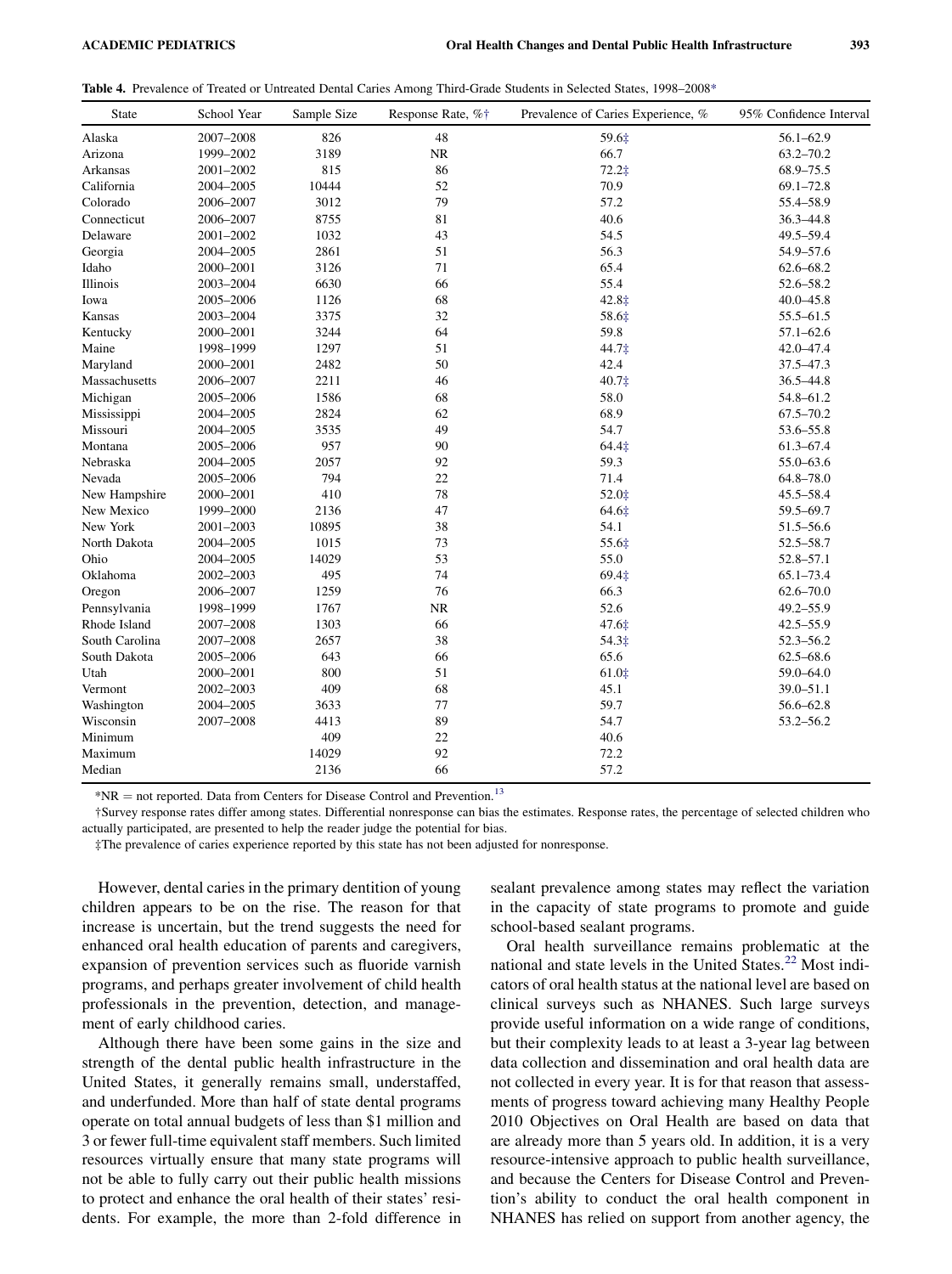**Table 4.** Prevalence of Treated or Untreated Dental Caries Among Third-Grade Students in Selected States, 1998–2008*

| State | School Year | Sample Size | Response Rate, %† | Prevalence of Caries Experience, % | 95% Confidence Interval |
|---|---|---|---|---|---|
| Alaska | 2007–2008 | 826 | 48 | 59.6‡ | 56.1–62.9 |
| Arizona | 1999–2002 | 3189 | NR | 66.7 | 63.2–70.2 |
| Arkansas | 2001–2002 | 815 | 86 | 72.2‡ | 68.9–75.5 |
| California | 2004–2005 | 10444 | 52 | 70.9 | 69.1–72.8 |
| Colorado | 2006–2007 | 3012 | 79 | 57.2 | 55.4–58.9 |
| Connecticut | 2006–2007 | 8755 | 81 | 40.6 | 36.3–44.8 |
| Delaware | 2001–2002 | 1032 | 43 | 54.5 | 49.5–59.4 |
| Georgia | 2004–2005 | 2861 | 51 | 56.3 | 54.9–57.6 |
| Idaho | 2000–2001 | 3126 | 71 | 65.4 | 62.6–68.2 |
| Illinois | 2003–2004 | 6630 | 66 | 55.4 | 52.6–58.2 |
| Iowa | 2005–2006 | 1126 | 68 | 42.8‡ | 40.0–45.8 |
| Kansas | 2003–2004 | 3375 | 32 | 58.6‡ | 55.5–61.5 |
| Kentucky | 2000–2001 | 3244 | 64 | 59.8 | 57.1–62.6 |
| Maine | 1998–1999 | 1297 | 51 | 44.7‡ | 42.0–47.4 |
| Maryland | 2000–2001 | 2482 | 50 | 42.4 | 37.5–47.3 |
| Massachusetts | 2006–2007 | 2211 | 46 | 40.7‡ | 36.5–44.8 |
| Michigan | 2005–2006 | 1586 | 68 | 58.0 | 54.8–61.2 |
| Mississippi | 2004–2005 | 2824 | 62 | 68.9 | 67.5–70.2 |
| Missouri | 2004–2005 | 3535 | 49 | 54.7 | 53.6–55.8 |
| Montana | 2005–2006 | 957 | 90 | 64.4‡ | 61.3–67.4 |
| Nebraska | 2004–2005 | 2057 | 92 | 59.3 | 55.0–63.6 |
| Nevada | 2005–2006 | 794 | 22 | 71.4 | 64.8–78.0 |
| New Hampshire | 2000–2001 | 410 | 78 | 52.0‡ | 45.5–58.4 |
| New Mexico | 1999–2000 | 2136 | 47 | 64.6‡ | 59.5–69.7 |
| New York | 2001–2003 | 10895 | 38 | 54.1 | 51.5–56.6 |
| North Dakota | 2004–2005 | 1015 | 73 | 55.6‡ | 52.5–58.7 |
| Ohio | 2004–2005 | 14029 | 53 | 55.0 | 52.8–57.1 |
| Oklahoma | 2002–2003 | 495 | 74 | 69.4‡ | 65.1–73.4 |
| Oregon | 2006–2007 | 1259 | 76 | 66.3 | 62.6–70.0 |
| Pennsylvania | 1998–1999 | 1767 | NR | 52.6 | 49.2–55.9 |
| Rhode Island | 2007–2008 | 1303 | 66 | 47.6‡ | 42.5–55.9 |
| South Carolina | 2007–2008 | 2657 | 38 | 54.3‡ | 52.3–56.2 |
| South Dakota | 2005–2006 | 643 | 66 | 65.6 | 62.5–68.6 |
| Utah | 2000–2001 | 800 | 51 | 61.0‡ | 59.0–64.0 |
| Vermont | 2002–2003 | 409 | 68 | 45.1 | 39.0–51.1 |
| Washington | 2004–2005 | 3633 | 77 | 59.7 | 56.6–62.8 |
| Wisconsin | 2007–2008 | 4413 | 89 | 54.7 | 53.2–56.2 |
| Minimum | | 409 | 22 | 40.6 | |
| Maximum | | 14029 | 92 | 72.2 | |
| Median | | 2136 | 66 | 57.2 | |

*NR = not reported. Data from Centers for Disease Control and Prevention.[13]

†Survey response rates differ among states. Differential nonresponse can bias the estimates. Response rates, the percentage of selected children who actually participated, are presented to help the reader judge the potential for bias.

‡The prevalence of caries experience reported by this state has not been adjusted for nonresponse.

However, dental caries in the primary dentition of young children appears to be on the rise. The reason for that increase is uncertain, but the trend suggests the need for enhanced oral health education of parents and caregivers, expansion of prevention services such as fluoride varnish programs, and perhaps greater involvement of child health professionals in the prevention, detection, and management of early childhood caries.

Although there have been some gains in the size and strength of the dental public health infrastructure in the United States, it generally remains small, understaffed, and underfunded. More than half of state dental programs operate on total annual budgets of less than $1 million and 3 or fewer full-time equivalent staff members. Such limited resources virtually ensure that many state programs will not be able to fully carry out their public health missions to protect and enhance the oral health of their states' residents. For example, the more than 2-fold difference in sealant prevalence among states may reflect the variation in the capacity of state programs to promote and guide school-based sealant programs.

Oral health surveillance remains problematic at the national and state levels in the United States.[22] Most indicators of oral health status at the national level are based on clinical surveys such as NHANES. Such large surveys provide useful information on a wide range of conditions, but their complexity leads to at least a 3-year lag between data collection and dissemination and oral health data are not collected in every year. It is for that reason that assessments of progress toward achieving many Healthy People 2010 Objectives on Oral Health are based on data that are already more than 5 years old. In addition, it is a very resource-intensive approach to public health surveillance, and because the Centers for Disease Control and Prevention's ability to conduct the oral health component in NHANES has relied on support from another agency, the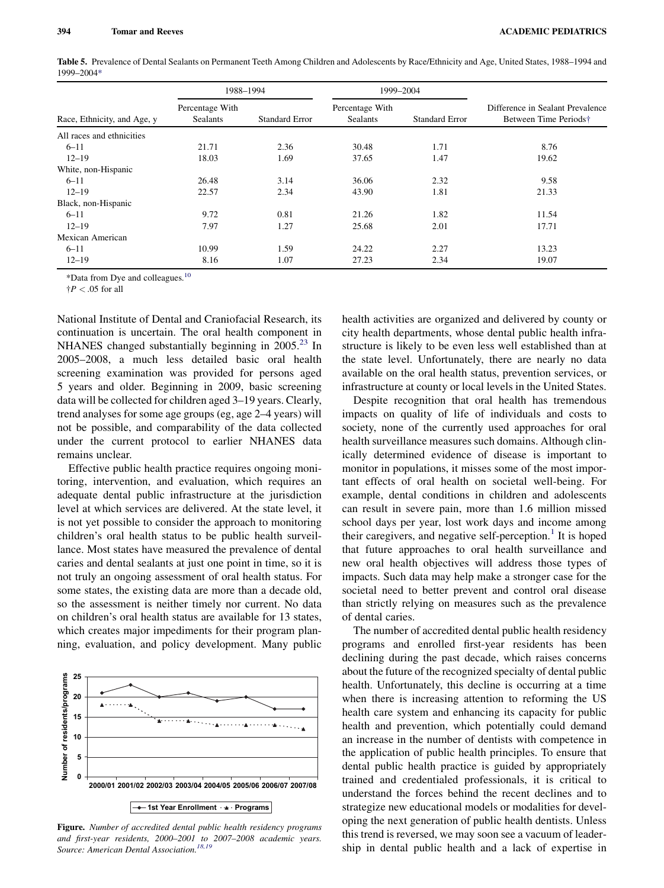**Table 5.** Prevalence of Dental Sealants on Permanent Teeth Among Children and Adolescents by Race/Ethnicity and Age, United States, 1988–1994 and 1999–2004*

| Race, Ethnicity, and Age, y | 1988–1994 Percentage With Sealants | 1988–1994 Standard Error | 1999–2004 Percentage With Sealants | 1999–2004 Standard Error | Difference in Sealant Prevalence Between Time Periods† |
|---|---|---|---|---|---|
| All races and ethnicities | | | | | |
| 6–11 | 21.71 | 2.36 | 30.48 | 1.71 | 8.76 |
| 12–19 | 18.03 | 1.69 | 37.65 | 1.47 | 19.62 |
| White, non-Hispanic | | | | | |
| 6–11 | 26.48 | 3.14 | 36.06 | 2.32 | 9.58 |
| 12–19 | 22.57 | 2.34 | 43.90 | 1.81 | 21.33 |
| Black, non-Hispanic | | | | | |
| 6–11 | 9.72 | 0.81 | 21.26 | 1.82 | 11.54 |
| 12–19 | 7.97 | 1.27 | 25.68 | 2.01 | 17.71 |
| Mexican American | | | | | |
| 6–11 | 10.99 | 1.59 | 24.22 | 2.27 | 13.23 |
| 12–19 | 8.16 | 1.07 | 27.23 | 2.34 | 19.07 |

*Data from Dye and colleagues.[10]

†$P < .05$ for all

National Institute of Dental and Craniofacial Research, its continuation is uncertain. The oral health component in NHANES changed substantially beginning in 2005.[23] In 2005–2008, a much less detailed basic oral health screening examination was provided for persons aged 5 years and older. Beginning in 2009, basic screening data will be collected for children aged 3–19 years. Clearly, trend analyses for some age groups (eg, age 2–4 years) will not be possible, and comparability of the data collected under the current protocol to earlier NHANES data remains unclear.

Effective public health practice requires ongoing monitoring, intervention, and evaluation, which requires an adequate dental public infrastructure at the jurisdiction level at which services are delivered. At the state level, it is not yet possible to consider the approach to monitoring children's oral health status to be public health surveillance. Most states have measured the prevalence of dental caries and dental sealants at just one point in time, so it is not truly an ongoing assessment of oral health status. For some states, the existing data are more than a decade old, so the assessment is neither timely nor current. No data on children's oral health status are available for 13 states, which creates major impediments for their program planning, evaluation, and policy development. Many public health activities are organized and delivered by county or city health departments, whose dental public health infrastructure is likely to be even less well established than at the state level. Unfortunately, there are nearly no data available on the oral health status, prevention services, or infrastructure at county or local levels in the United States.

Despite recognition that oral health has tremendous impacts on quality of life of individuals and costs to society, none of the currently used approaches for oral health surveillance measures such domains. Although clinically determined evidence of disease is important to monitor in populations, it misses some of the most important effects of oral health on societal well-being. For example, dental conditions in children and adolescents can result in severe pain, more than 1.6 million missed school days per year, lost work days and income among their caregivers, and negative self-perception.[1] It is hoped that future approaches to oral health surveillance and new oral health objectives will address those types of impacts. Such data may help make a stronger case for the societal need to better prevent and control oral disease than strictly relying on measures such as the prevalence of dental caries.

The number of accredited dental public health residency programs and enrolled first-year residents has been declining during the past decade, which raises concerns about the future of the recognized specialty of dental public health. Unfortunately, this decline is occurring at a time when there is increasing attention to reforming the US health care system and enhancing its capacity for public health and prevention, which potentially could demand an increase in the number of dentists with competence in the application of public health principles. To ensure that dental public health practice is guided by appropriately trained and credentialed professionals, it is critical to understand the forces behind the recent declines and to strategize new educational models or modalities for developing the next generation of public health dentists. Unless this trend is reversed, we may soon see a vacuum of leadership in dental public health and a lack of expertise in

| Academic year | 1st Year Enrollment | Programs |
|---|---|---|
| 2000/01 | 21 | 18 |
| 2001/02 | 23 | 18 |
| 2002/03 | 20 | 14 |
| 2003/04 | 21 | 14 |
| 2004/05 | 19 | 13 |
| 2005/06 | 20 | 13 |
| 2006/07 | 17 | 13 |
| 2007/08 | 17 | 12 |

**Figure.** *Number of accredited dental public health residency programs and first-year residents, 2000–2001 to 2007–2008 academic years. Source: American Dental Association.*[18,19]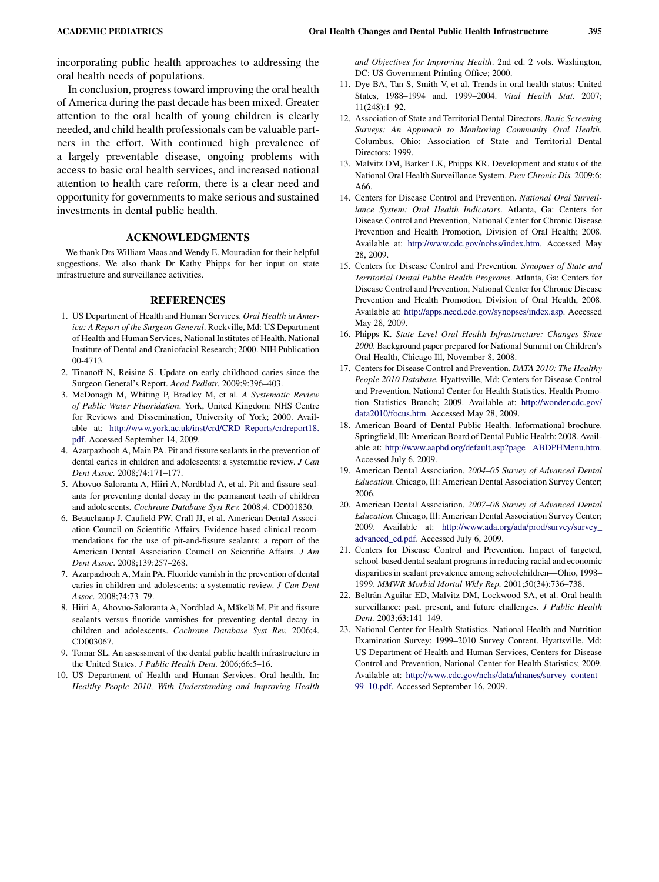incorporating public health approaches to addressing the oral health needs of populations.

In conclusion, progress toward improving the oral health of America during the past decade has been mixed. Greater attention to the oral health of young children is clearly needed, and child health professionals can be valuable partners in the effort. With continued high prevalence of a largely preventable disease, ongoing problems with access to basic oral health services, and increased national attention to health care reform, there is a clear need and opportunity for governments to make serious and sustained investments in dental public health.

## ACKNOWLEDGMENTS

We thank Drs William Maas and Wendy E. Mouradian for their helpful suggestions. We also thank Dr Kathy Phipps for her input on state infrastructure and surveillance activities.

## REFERENCES

1. US Department of Health and Human Services. *Oral Health in America: A Report of the Surgeon General*. Rockville, Md: US Department of Health and Human Services, National Institutes of Health, National Institute of Dental and Craniofacial Research; 2000. NIH Publication 00-4713.
2. Tinanoff N, Reisine S. Update on early childhood caries since the Surgeon General's Report. *Acad Pediatr.* 2009;9:396–403.
3. McDonagh M, Whiting P, Bradley M, et al. *A Systematic Review of Public Water Fluoridation*. York, United Kingdom: NHS Centre for Reviews and Dissemination, University of York; 2000. Available at: http://www.york.ac.uk/inst/crd/CRD_Reports/crdreport18.pdf. Accessed September 14, 2009.
4. Azarpazhooh A, Main PA. Pit and fissure sealants in the prevention of dental caries in children and adolescents: a systematic review. *J Can Dent Assoc.* 2008;74:171–177.
5. Ahovuo-Saloranta A, Hiiri A, Nordblad A, et al. Pit and fissure sealants for preventing dental decay in the permanent teeth of children and adolescents. *Cochrane Database Syst Rev.* 2008;4. CD001830.
6. Beauchamp J, Caufield PW, Crall JJ, et al. American Dental Association Council on Scientific Affairs. Evidence-based clinical recommendations for the use of pit-and-fissure sealants: a report of the American Dental Association Council on Scientific Affairs. *J Am Dent Assoc*. 2008;139:257–268.
7. Azarpazhooh A, Main PA. Fluoride varnish in the prevention of dental caries in children and adolescents: a systematic review. *J Can Dent Assoc.* 2008;74:73–79.
8. Hiiri A, Ahovuo-Saloranta A, Nordblad A, Mäkelä M. Pit and fissure sealants versus fluoride varnishes for preventing dental decay in children and adolescents. *Cochrane Database Syst Rev.* 2006;4. CD003067.
9. Tomar SL. An assessment of the dental public health infrastructure in the United States. *J Public Health Dent.* 2006;66:5–16.
10. US Department of Health and Human Services. Oral health. In: *Healthy People 2010, With Understanding and Improving Health and Objectives for Improving Health*. 2nd ed. 2 vols. Washington, DC: US Government Printing Office; 2000.
11. Dye BA, Tan S, Smith V, et al. Trends in oral health status: United States, 1988–1994 and. 1999–2004. *Vital Health Stat.* 2007; 11(248):1–92.
12. Association of State and Territorial Dental Directors. *Basic Screening Surveys: An Approach to Monitoring Community Oral Health*. Columbus, Ohio: Association of State and Territorial Dental Directors; 1999.
13. Malvitz DM, Barker LK, Phipps KR. Development and status of the National Oral Health Surveillance System. *Prev Chronic Dis.* 2009;6: A66.
14. Centers for Disease Control and Prevention. *National Oral Surveillance System: Oral Health Indicators*. Atlanta, Ga: Centers for Disease Control and Prevention, National Center for Chronic Disease Prevention and Health Promotion, Division of Oral Health; 2008. Available at: http://www.cdc.gov/nohss/index.htm. Accessed May 28, 2009.
15. Centers for Disease Control and Prevention. *Synopses of State and Territorial Dental Public Health Programs*. Atlanta, Ga: Centers for Disease Control and Prevention, National Center for Chronic Disease Prevention and Health Promotion, Division of Oral Health, 2008. Available at: http://apps.nccd.cdc.gov/synopses/index.asp. Accessed May 28, 2009.
16. Phipps K. *State Level Oral Health Infrastructure: Changes Since 2000*. Background paper prepared for National Summit on Children's Oral Health, Chicago Ill, November 8, 2008.
17. Centers for Disease Control and Prevention. *DATA 2010: The Healthy People 2010 Database.* Hyattsville, Md: Centers for Disease Control and Prevention, National Center for Health Statistics, Health Promotion Statistics Branch; 2009. Available at: http://wonder.cdc.gov/data2010/focus.htm. Accessed May 28, 2009.
18. American Board of Dental Public Health. Informational brochure. Springfield, Ill: American Board of Dental Public Health; 2008. Available at: http://www.aaphd.org/default.asp?page=ABDPHMenu.htm. Accessed July 6, 2009.
19. American Dental Association. *2004–05 Survey of Advanced Dental Education*. Chicago, Ill: American Dental Association Survey Center; 2006.
20. American Dental Association. *2007–08 Survey of Advanced Dental Education.* Chicago, Ill: American Dental Association Survey Center; 2009. Available at: http://www.ada.org/ada/prod/survey/survey_advanced_ed.pdf. Accessed July 6, 2009.
21. Centers for Disease Control and Prevention. Impact of targeted, school-based dental sealant programs in reducing racial and economic disparities in sealant prevalence among schoolchildren—Ohio, 1998–1999. *MMWR Morbid Mortal Wkly Rep.* 2001;50(34):736–738.
22. Beltrán-Aguilar ED, Malvitz DM, Lockwood SA, et al. Oral health surveillance: past, present, and future challenges. *J Public Health Dent.* 2003;63:141–149.
23. National Center for Health Statistics. National Health and Nutrition Examination Survey: 1999–2010 Survey Content. Hyattsville, Md: US Department of Health and Human Services, Centers for Disease Control and Prevention, National Center for Health Statistics; 2009. Available at: http://www.cdc.gov/nchs/data/nhanes/survey_content_99_10.pdf. Accessed September 16, 2009.